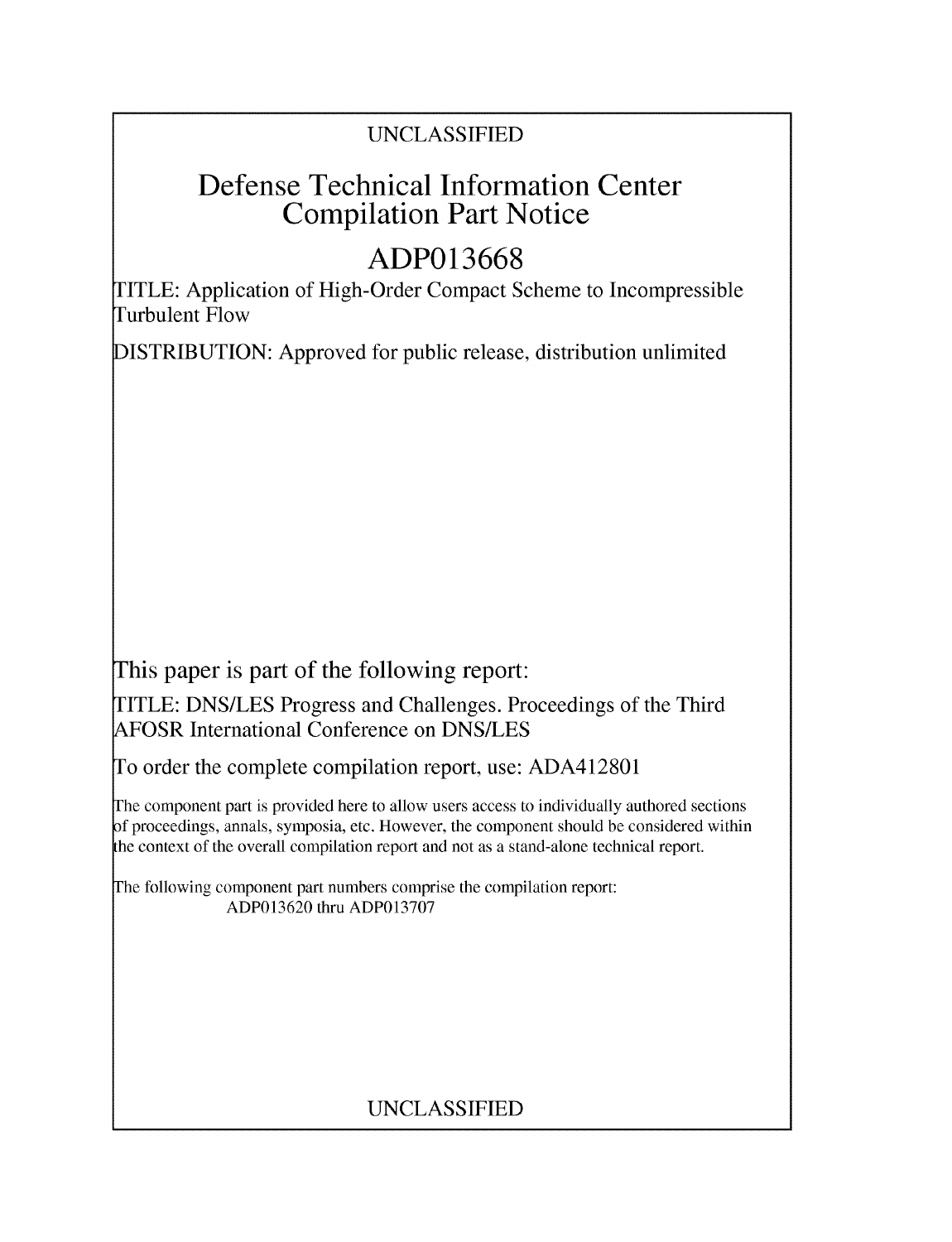UNCLASSIFIED

# Defense Technical Information Center Compilation Part Notice

## ADP013668

TITLE: Application of High-Order Compact Scheme to Incompressible Turbulent Flow

DISTRIBUTION: Approved for public release, distribution unlimited

This paper is part of the following report:

TITLE: DNS/LES Progress and Challenges. Proceedings of the Third AFOSR International Conference on DNS/LES

To order the complete compilation report, use: ADA412801

The component part is provided here to allow users access to individually authored sections of proceedings, annals, symposia, etc. However, the component should be considered within the context of the overall compilation report and not as a stand-alone technical report.

The following component part numbers comprise the compilation report: ADP013620 thru ADP013707

UNCLASSIFIED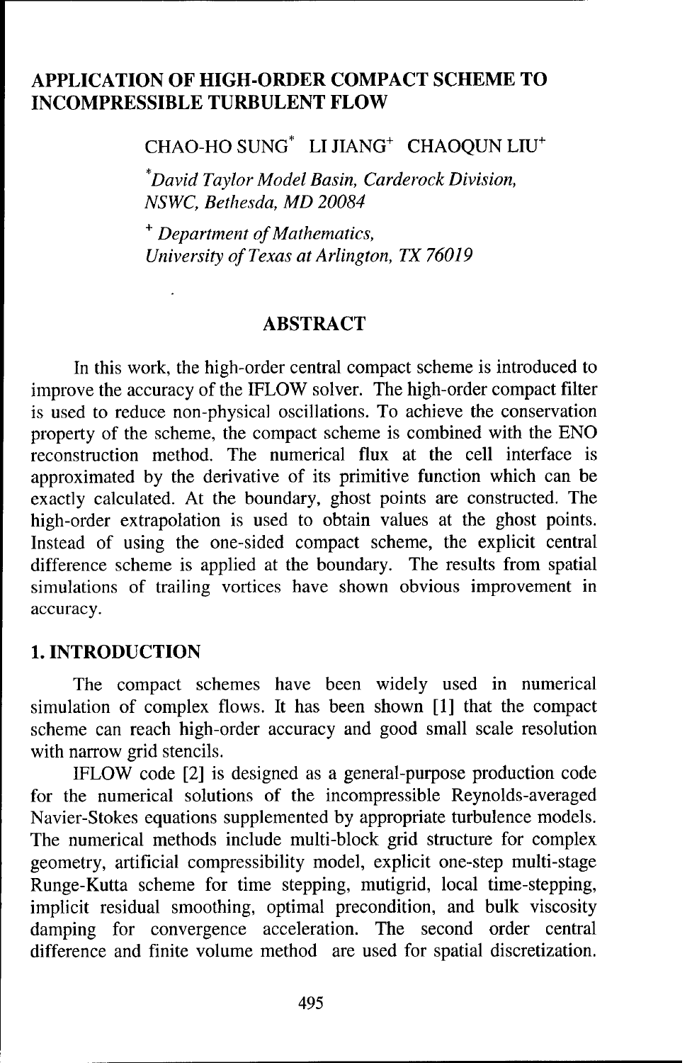# APPLICATION OF HIGH-ORDER COMPACT SCHEME TO INCOMPRESSIBLE TURBULENT FLOW

CHAO-HO SUNG* LI JIANG+ CHAOQUN LIU+

*\*David Taylor Model Basin, Carderock Division, NSWC, Bethesda, MD 20084*

*+ Department of Mathematics, University of Texas at Arlington, TX 76019*

## ABSTRACT

In this work, the high-order central compact scheme is introduced to improve the accuracy of the IFLOW solver. The high-order compact filter is used to reduce non-physical oscillations. To achieve the conservation property of the scheme, the compact scheme is combined with the ENO reconstruction method. The numerical flux at the cell interface is approximated by the derivative of its primitive function which can be exactly calculated. At the boundary, ghost points are constructed. The high-order extrapolation is used to obtain values at the ghost points. Instead of using the one-sided compact scheme, the explicit central difference scheme is applied at the boundary. The results from spatial simulations of trailing vortices have shown obvious improvement in accuracy.

## 1. INTRODUCTION

The compact schemes have been widely used in numerical simulation of complex flows. It has been shown [1] that the compact scheme can reach high-order accuracy and good small scale resolution with narrow grid stencils.

IFLOW code [2] is designed as a general-purpose production code for the numerical solutions of the incompressible Reynolds-averaged Navier-Stokes equations supplemented by appropriate turbulence models. The numerical methods include multi-block grid structure for complex geometry, artificial compressibility model, explicit one-step multi-stage Runge-Kutta scheme for time stepping, mutigrid, local time-stepping, implicit residual smoothing, optimal precondition, and bulk viscosity damping for convergence acceleration. The second order central difference and finite volume method are used for spatial discretization.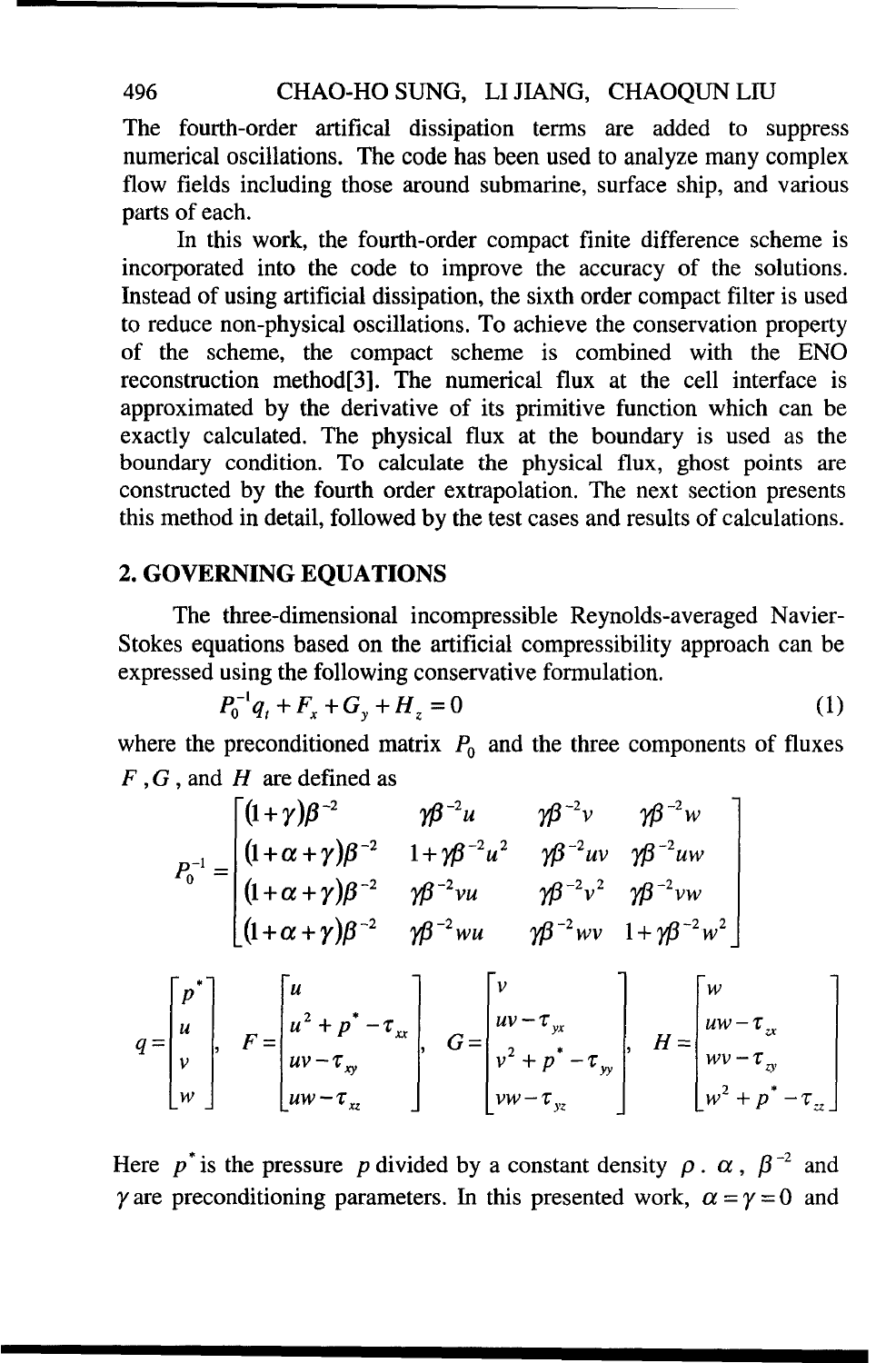The fourth-order artifical dissipation terms are added to suppress numerical oscillations. The code has been used to analyze many complex flow fields including those around submarine, surface ship, and various parts of each.

In this work, the fourth-order compact finite difference scheme is incorporated into the code to improve the accuracy of the solutions. Instead of using artificial dissipation, the sixth order compact filter is used to reduce non-physical oscillations. To achieve the conservation property of the scheme, the compact scheme is combined with the ENO reconstruction method[3]. The numerical flux at the cell interface is approximated by the derivative of its primitive function which can be exactly calculated. The physical flux at the boundary is used as the boundary condition. To calculate the physical flux, ghost points are constructed by the fourth order extrapolation. The next section presents this method in detail, followed by the test cases and results of calculations.

## 2. GOVERNING EQUATIONS

The three-dimensional incompressible Reynolds-averaged Navier-Stokes equations based on the artificial compressibility approach can be expressed using the following conservative formulation.

$$P_0^{-1} q_t + F_x + G_y + H_z = 0 \tag{1}$$

where the preconditioned matrix $P_0$ and the three components of fluxes $F$, $G$, and $H$ are defined as

$$P_0^{-1} = \begin{bmatrix} (1+\gamma)\beta^{-2} & \gamma\beta^{-2}u & \gamma\beta^{-2}v & \gamma\beta^{-2}w \\ (1+\alpha+\gamma)\beta^{-2} & 1+\gamma\beta^{-2}u^2 & \gamma\beta^{-2}uv & \gamma\beta^{-2}uw \\ (1+\alpha+\gamma)\beta^{-2} & \gamma\beta^{-2}vu & \gamma\beta^{-2}v^2 & \gamma\beta^{-2}vw \\ (1+\alpha+\gamma)\beta^{-2} & \gamma\beta^{-2}wu & \gamma\beta^{-2}wv & 1+\gamma\beta^{-2}w^2 \end{bmatrix}$$

$$q = \begin{bmatrix} p^* \\ u \\ v \\ w \end{bmatrix}, \quad F = \begin{bmatrix} u \\ u^2 + p^* - \tau_{xx} \\ uv - \tau_{xy} \\ uw - \tau_{xz} \end{bmatrix}, \quad G = \begin{bmatrix} v \\ uv - \tau_{yx} \\ v^2 + p^* - \tau_{yy} \\ vw - \tau_{yz} \end{bmatrix}, \quad H = \begin{bmatrix} w \\ uw - \tau_{zx} \\ wv - \tau_{zy} \\ w^2 + p^* - \tau_{zz} \end{bmatrix}$$

Here $p^*$ is the pressure $p$ divided by a constant density $\rho$. $\alpha$, $\beta^{-2}$ and $\gamma$ are preconditioning parameters. In this presented work, $\alpha = \gamma = 0$ and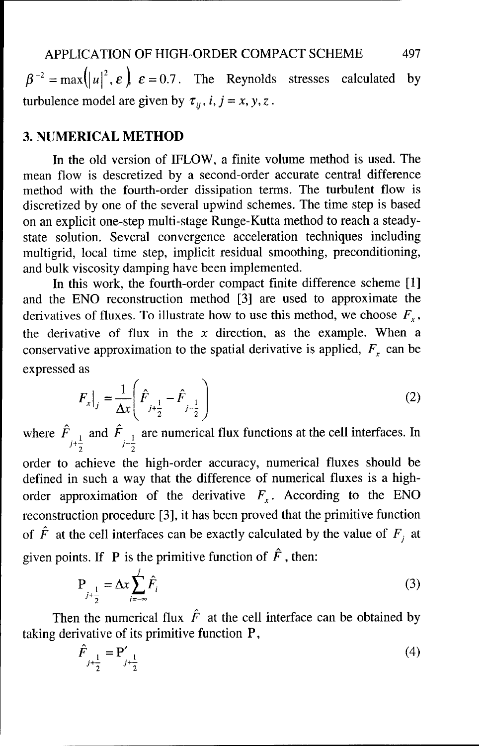$\beta^{-2} = \max\left(|u|^2, \varepsilon\right)$, $\varepsilon = 0.7$. The Reynolds stresses calculated by turbulence model are given by $\tau_{ij}, i, j = x, y, z$.

## 3. NUMERICAL METHOD

In the old version of IFLOW, a finite volume method is used. The mean flow is descretized by a second-order accurate central difference method with the fourth-order dissipation terms. The turbulent flow is discretized by one of the several upwind schemes. The time step is based on an explicit one-step multi-stage Runge-Kutta method to reach a steady-state solution. Several convergence acceleration techniques including multigrid, local time step, implicit residual smoothing, preconditioning, and bulk viscosity damping have been implemented.

In this work, the fourth-order compact finite difference scheme [1] and the ENO reconstruction method [3] are used to approximate the derivatives of fluxes. To illustrate how to use this method, we choose $F_x$, the derivative of flux in the $x$ direction, as the example. When a conservative approximation to the spatial derivative is applied, $F_x$ can be expressed as

$$F_x\big|_j = \frac{1}{\Delta x}\left(\hat{F}_{j+\frac{1}{2}} - \hat{F}_{j-\frac{1}{2}}\right) \tag{2}$$

where $\hat{F}_{j+\frac{1}{2}}$ and $\hat{F}_{j-\frac{1}{2}}$ are numerical flux functions at the cell interfaces. In order to achieve the high-order accuracy, numerical fluxes should be defined in such a way that the difference of numerical fluxes is a high-order approximation of the derivative $F_x$. According to the ENO reconstruction procedure [3], it has been proved that the primitive function of $\hat{F}$ at the cell interfaces can be exactly calculated by the value of $F_j$ at given points. If $\mathrm{P}$ is the primitive function of $\hat{F}$, then:

$$\mathrm{P}_{j+\frac{1}{2}} = \Delta x \sum_{i=-\infty}^{j} \hat{F}_i \tag{3}$$

Then the numerical flux $\hat{F}$ at the cell interface can be obtained by taking derivative of its primitive function $\mathrm{P}$,

$$\hat{F}_{j+\frac{1}{2}} = \mathrm{P}'_{j+\frac{1}{2}} \tag{4}$$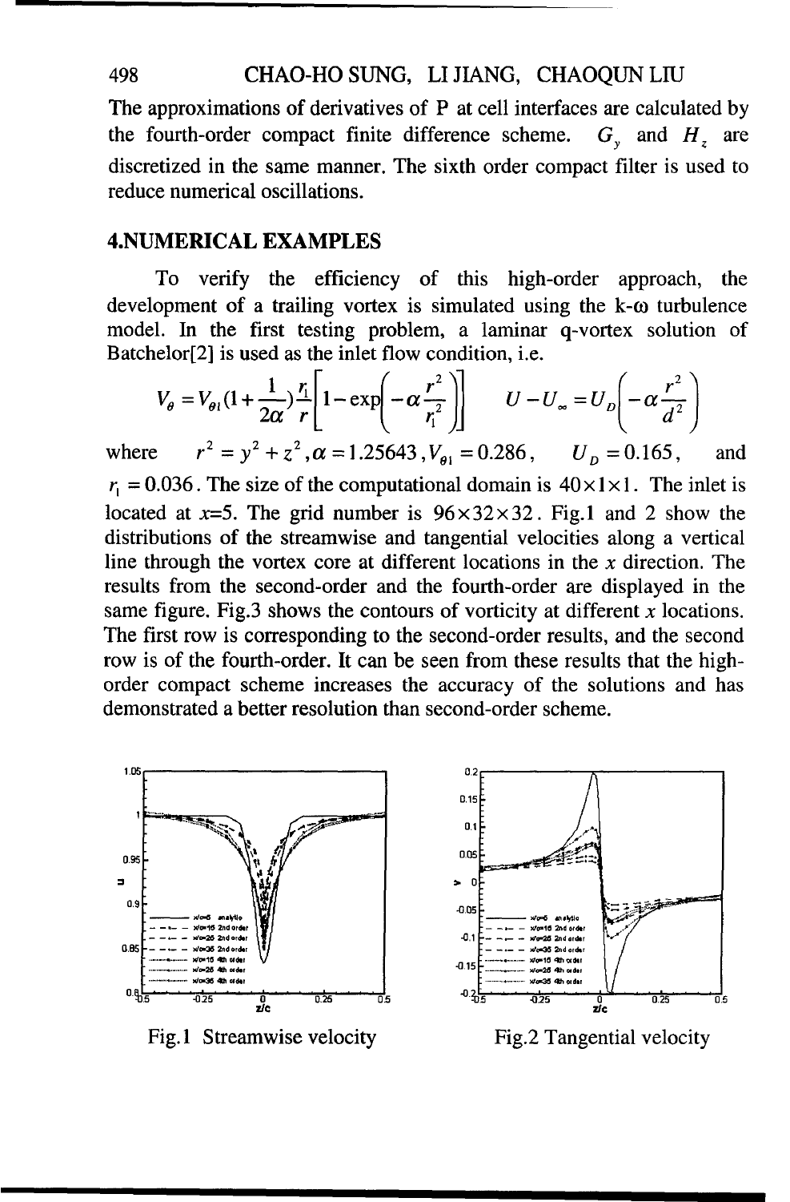The approximations of derivatives of P at cell interfaces are calculated by the fourth-order compact finite difference scheme. $G_y$ and $H_z$ are discretized in the same manner. The sixth order compact filter is used to reduce numerical oscillations.

## 4.NUMERICAL EXAMPLES

To verify the efficiency of this high-order approach, the development of a trailing vortex is simulated using the k-ω turbulence model. In the first testing problem, a laminar q-vortex solution of Batchelor[2] is used as the inlet flow condition, i.e.

$$V_\theta = V_{\theta 1}(1+\frac{1}{2\alpha})\frac{r_1}{r}\left[1-\exp\left(-\alpha\frac{r^2}{r_1^2}\right)\right] \qquad U-U_\infty = U_D\left(-\alpha\frac{r^2}{d^2}\right)$$

where $r^2 = y^2 + z^2, \alpha = 1.25643, V_{\theta 1} = 0.286$, $U_D = 0.165$, and $r_1 = 0.036$. The size of the computational domain is $40\times1\times1$. The inlet is located at $x$=5. The grid number is $96\times32\times32$. Fig.1 and 2 show the distributions of the streamwise and tangential velocities along a vertical line through the vortex core at different locations in the $x$ direction. The results from the second-order and the fourth-order are displayed in the same figure. Fig.3 shows the contours of vorticity at different $x$ locations. The first row is corresponding to the second-order results, and the second row is of the fourth-order. It can be seen from these results that the high-order compact scheme increases the accuracy of the solutions and has demonstrated a better resolution than second-order scheme.

Fig.1 Streamwise velocity

Fig.2 Tangential velocity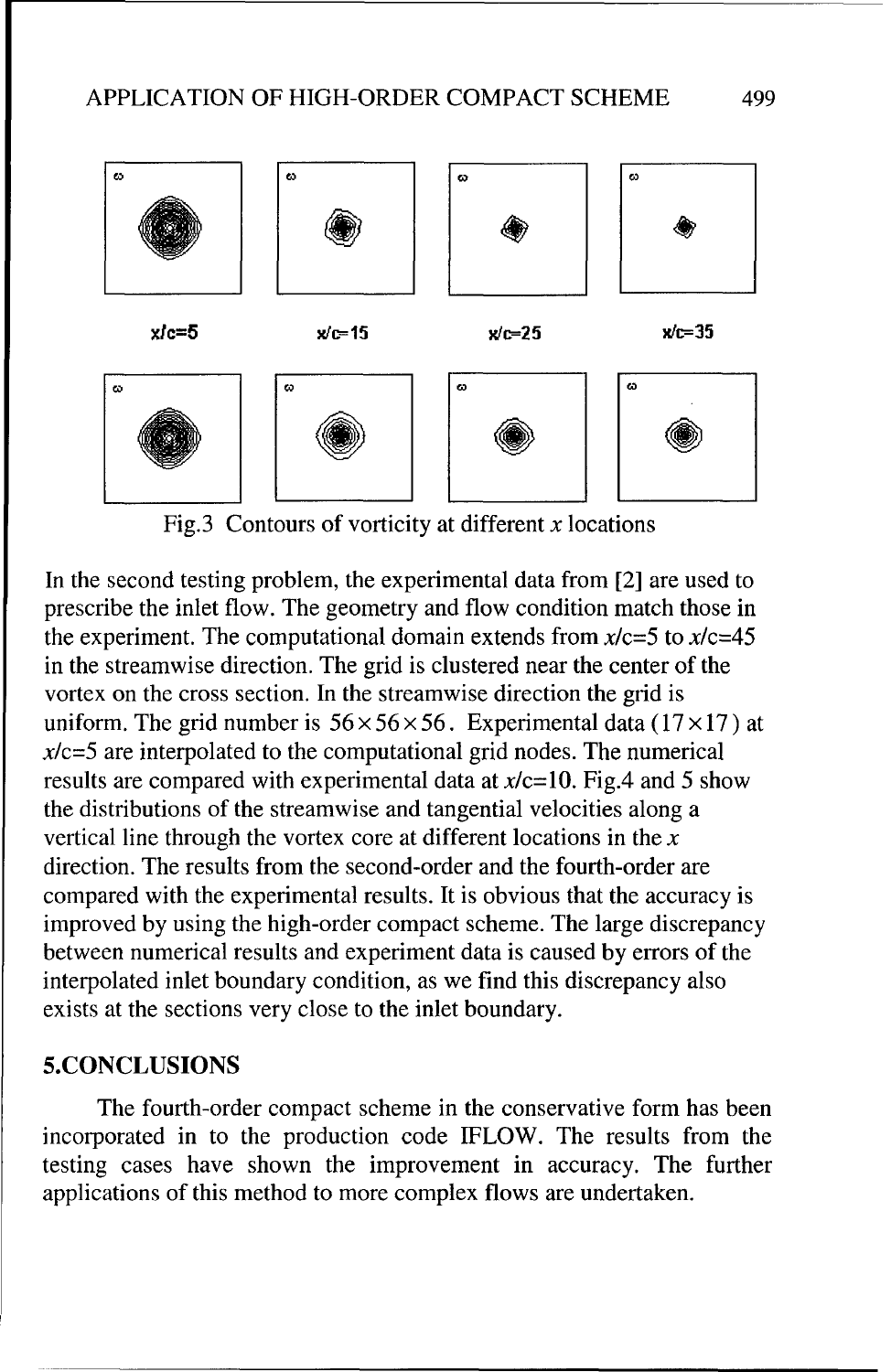ω ω ω ω

x/c=5 x/c=15 x/c=25 x/c=35

ω ω ω ω

Fig.3 Contours of vorticity at different $x$ locations

In the second testing problem, the experimental data from [2] are used to prescribe the inlet flow. The geometry and flow condition match those in the experiment. The computational domain extends from $x/c=5$ to $x/c=45$ in the streamwise direction. The grid is clustered near the center of the vortex on the cross section. In the streamwise direction the grid is uniform. The grid number is $56\times56\times56$. Experimental data ($17\times17$) at $x/c=5$ are interpolated to the computational grid nodes. The numerical results are compared with experimental data at $x/c=10$. Fig.4 and 5 show the distributions of the streamwise and tangential velocities along a vertical line through the vortex core at different locations in the $x$ direction. The results from the second-order and the fourth-order are compared with the experimental results. It is obvious that the accuracy is improved by using the high-order compact scheme. The large discrepancy between numerical results and experiment data is caused by errors of the interpolated inlet boundary condition, as we find this discrepancy also exists at the sections very close to the inlet boundary.

## 5.CONCLUSIONS

The fourth-order compact scheme in the conservative form has been incorporated in to the production code IFLOW. The results from the testing cases have shown the improvement in accuracy. The further applications of this method to more complex flows are undertaken.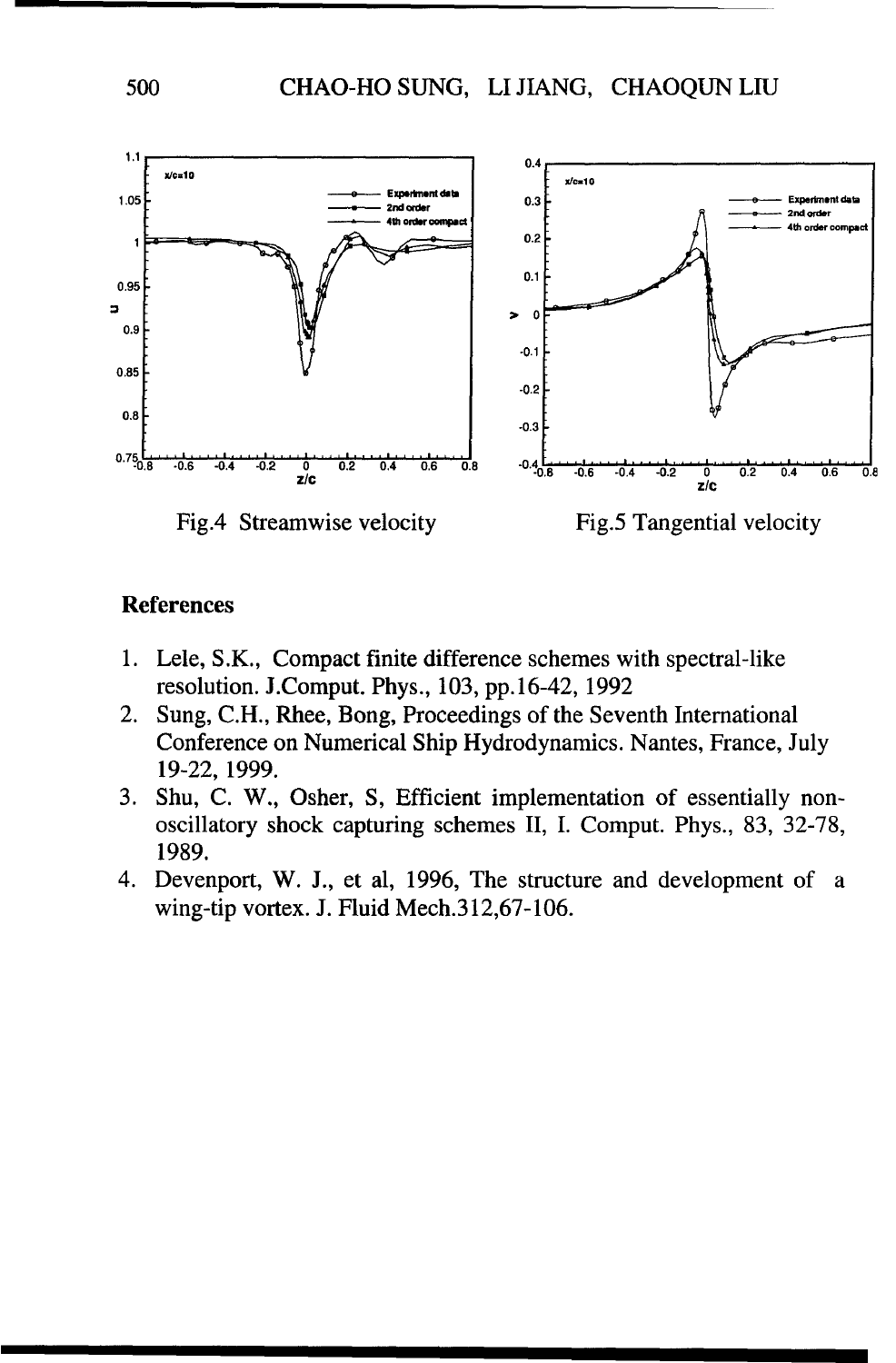x/c=10

Experiment data

2nd order

4th order compact

u

z/c

1.1

1.05

1

0.95

0.9

0.85

0.8

0.75

-0.8 -0.6 -0.4 -0.2 0 0.2 0.4 0.6 0.8

Fig.4 Streamwise velocity

x/c=10

Experiment data

2nd order

4th order compact

v

z/c

0.4

0.3

0.2

0.1

0

-0.1

-0.2

-0.3

-0.4

-0.8 -0.6 -0.4 -0.2 0 0.2 0.4 0.6 0.8

Fig.5 Tangential velocity

## References

1. Lele, S.K., Compact finite difference schemes with spectral-like resolution. J.Comput. Phys., 103, pp.16-42, 1992
2. Sung, C.H., Rhee, Bong, Proceedings of the Seventh International Conference on Numerical Ship Hydrodynamics. Nantes, France, July 19-22, 1999.
3. Shu, C. W., Osher, S, Efficient implementation of essentially non-oscillatory shock capturing schemes II, I. Comput. Phys., 83, 32-78, 1989.
4. Devenport, W. J., et al, 1996, The structure and development of a wing-tip vortex. J. Fluid Mech.312,67-106.